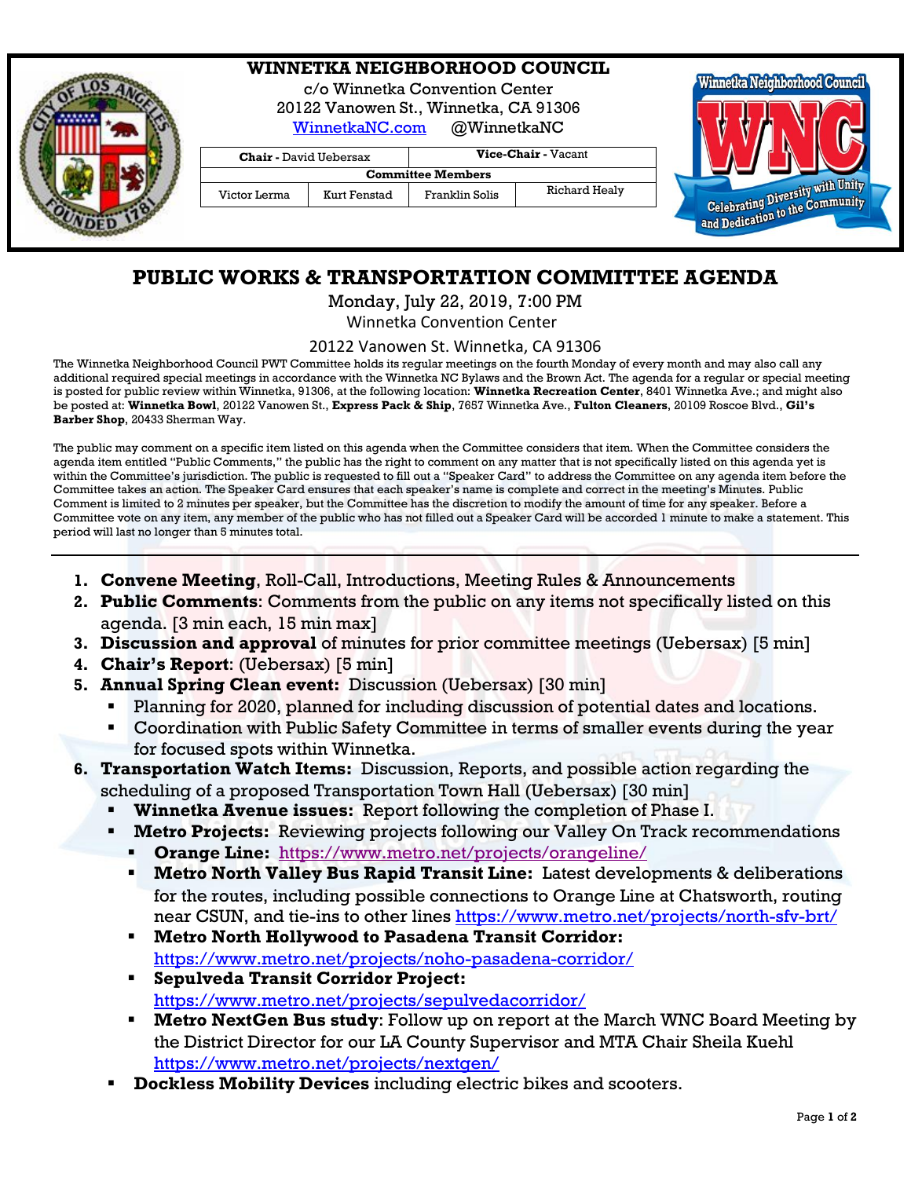# WINNETKA NEIGHBORHOOD COUNCIL

c/o Winnetka Convention Center
20122 Vanowen St., Winnetka, CA 91306
WinnetkaNC.com @WinnetkaNC

| **Chair** - David Uebersax | | **Vice-Chair** - Vacant | |
|---|---|---|---|
| **Committee Members** | | | |
| Victor Lerma | Kurt Fenstad | Franklin Solis | Richard Healy |

## PUBLIC WORKS & TRANSPORTATION COMMITTEE AGENDA

Monday, July 22, 2019, 7:00 PM
Winnetka Convention Center
20122 Vanowen St. Winnetka, CA 91306

The Winnetka Neighborhood Council PWT Committee holds its regular meetings on the fourth Monday of every month and may also call any additional required special meetings in accordance with the Winnetka NC Bylaws and the Brown Act. The agenda for a regular or special meeting is posted for public review within Winnetka, 91306, at the following location: **Winnetka Recreation Center**, 8401 Winnetka Ave.; and might also be posted at: **Winnetka Bowl**, 20122 Vanowen St., **Express Pack & Ship**, 7657 Winnetka Ave., **Fulton Cleaners**, 20109 Roscoe Blvd., **Gil's Barber Shop**, 20433 Sherman Way.

The public may comment on a specific item listed on this agenda when the Committee considers that item. When the Committee considers the agenda item entitled "Public Comments," the public has the right to comment on any matter that is not specifically listed on this agenda yet is within the Committee's jurisdiction. The public is requested to fill out a "Speaker Card" to address the Committee on any agenda item before the Committee takes an action. The Speaker Card ensures that each speaker's name is complete and correct in the meeting's Minutes. Public Comment is limited to 2 minutes per speaker, but the Committee has the discretion to modify the amount of time for any speaker. Before a Committee vote on any item, any member of the public who has not filled out a Speaker Card will be accorded 1 minute to make a statement. This period will last no longer than 5 minutes total.

---

1. **Convene Meeting**, Roll-Call, Introductions, Meeting Rules & Announcements
2. **Public Comments**: Comments from the public on any items not specifically listed on this agenda. [3 min each, 15 min max]
3. **Discussion and approval** of minutes for prior committee meetings (Uebersax) [5 min]
4. **Chair's Report**: (Uebersax) [5 min]
5. **Annual Spring Clean event:** Discussion (Uebersax) [30 min]
   - Planning for 2020, planned for including discussion of potential dates and locations.
   - Coordination with Public Safety Committee in terms of smaller events during the year for focused spots within Winnetka.
6. **Transportation Watch Items:** Discussion, Reports, and possible action regarding the scheduling of a proposed Transportation Town Hall (Uebersax) [30 min]
   - **Winnetka Avenue issues:** Report following the completion of Phase I.
   - **Metro Projects:** Reviewing projects following our Valley On Track recommendations
     - **Orange Line:** https://www.metro.net/projects/orangeline/
     - **Metro North Valley Bus Rapid Transit Line:** Latest developments & deliberations for the routes, including possible connections to Orange Line at Chatsworth, routing near CSUN, and tie-ins to other lines https://www.metro.net/projects/north-sfv-brt/
     - **Metro North Hollywood to Pasadena Transit Corridor:** https://www.metro.net/projects/noho-pasadena-corridor/
     - **Sepulveda Transit Corridor Project:** https://www.metro.net/projects/sepulvedacorridor/
     - **Metro NextGen Bus study**: Follow up on report at the March WNC Board Meeting by the District Director for our LA County Supervisor and MTA Chair Sheila Kuehl https://www.metro.net/projects/nextgen/
   - **Dockless Mobility Devices** including electric bikes and scooters.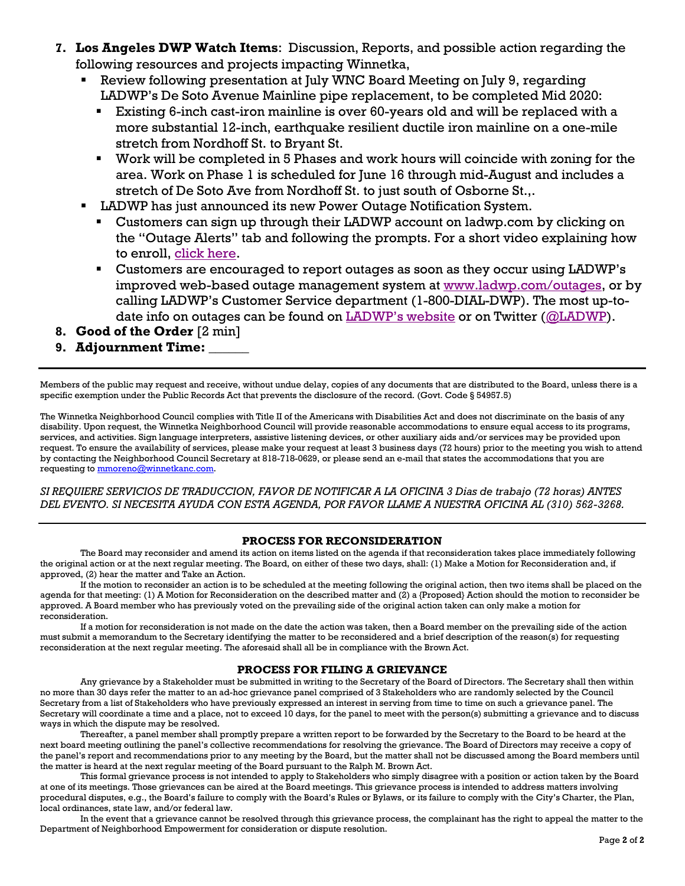7. **Los Angeles DWP Watch Items**: Discussion, Reports, and possible action regarding the following resources and projects impacting Winnetka,
   - Review following presentation at July WNC Board Meeting on July 9, regarding LADWP's De Soto Avenue Mainline pipe replacement, to be completed Mid 2020:
     - Existing 6-inch cast-iron mainline is over 60-years old and will be replaced with a more substantial 12-inch, earthquake resilient ductile iron mainline on a one-mile stretch from Nordhoff St. to Bryant St.
     - Work will be completed in 5 Phases and work hours will coincide with zoning for the area. Work on Phase 1 is scheduled for June 16 through mid-August and includes a stretch of De Soto Ave from Nordhoff St. to just south of Osborne St.,.
   - LADWP has just announced its new Power Outage Notification System.
     - Customers can sign up through their LADWP account on ladwp.com by clicking on the "Outage Alerts" tab and following the prompts. For a short video explaining how to enroll, click here.
     - Customers are encouraged to report outages as soon as they occur using LADWP's improved web-based outage management system at www.ladwp.com/outages, or by calling LADWP's Customer Service department (1-800-DIAL-DWP). The most up-to-date info on outages can be found on LADWP's website or on Twitter (@LADWP).
8. **Good of the Order** [2 min]
9. **Adjournment Time:** ______

---

Members of the public may request and receive, without undue delay, copies of any documents that are distributed to the Board, unless there is a specific exemption under the Public Records Act that prevents the disclosure of the record. (Govt. Code § 54957.5)

The Winnetka Neighborhood Council complies with Title II of the Americans with Disabilities Act and does not discriminate on the basis of any disability. Upon request, the Winnetka Neighborhood Council will provide reasonable accommodations to ensure equal access to its programs, services, and activities. Sign language interpreters, assistive listening devices, or other auxiliary aids and/or services may be provided upon request. To ensure the availability of services, please make your request at least 3 business days (72 hours) prior to the meeting you wish to attend by contacting the Neighborhood Council Secretary at 818-718-0629, or please send an e-mail that states the accommodations that you are requesting to mmoreno@winnetkanc.com.

*SI REQUIERE SERVICIOS DE TRADUCCION, FAVOR DE NOTIFICAR A LA OFICINA 3 Dias de trabajo (72 horas) ANTES DEL EVENTO. SI NECESITA AYUDA CON ESTA AGENDA, POR FAVOR LLAME A NUESTRA OFICINA AL (310) 562-3268.*

---

## PROCESS FOR RECONSIDERATION

The Board may reconsider and amend its action on items listed on the agenda if that reconsideration takes place immediately following the original action or at the next regular meeting. The Board, on either of these two days, shall: (1) Make a Motion for Reconsideration and, if approved, (2) hear the matter and Take an Action.

If the motion to reconsider an action is to be scheduled at the meeting following the original action, then two items shall be placed on the agenda for that meeting: (1) A Motion for Reconsideration on the described matter and (2) a {Proposed} Action should the motion to reconsider be approved. A Board member who has previously voted on the prevailing side of the original action taken can only make a motion for reconsideration.

If a motion for reconsideration is not made on the date the action was taken, then a Board member on the prevailing side of the action must submit a memorandum to the Secretary identifying the matter to be reconsidered and a brief description of the reason(s) for requesting reconsideration at the next regular meeting. The aforesaid shall all be in compliance with the Brown Act.

## PROCESS FOR FILING A GRIEVANCE

Any grievance by a Stakeholder must be submitted in writing to the Secretary of the Board of Directors. The Secretary shall then within no more than 30 days refer the matter to an ad-hoc grievance panel comprised of 3 Stakeholders who are randomly selected by the Council Secretary from a list of Stakeholders who have previously expressed an interest in serving from time to time on such a grievance panel. The Secretary will coordinate a time and a place, not to exceed 10 days, for the panel to meet with the person(s) submitting a grievance and to discuss ways in which the dispute may be resolved.

Thereafter, a panel member shall promptly prepare a written report to be forwarded by the Secretary to the Board to be heard at the next board meeting outlining the panel's collective recommendations for resolving the grievance. The Board of Directors may receive a copy of the panel's report and recommendations prior to any meeting by the Board, but the matter shall not be discussed among the Board members until the matter is heard at the next regular meeting of the Board pursuant to the Ralph M. Brown Act.

This formal grievance process is not intended to apply to Stakeholders who simply disagree with a position or action taken by the Board at one of its meetings. Those grievances can be aired at the Board meetings. This grievance process is intended to address matters involving procedural disputes, e.g., the Board's failure to comply with the Board's Rules or Bylaws, or its failure to comply with the City's Charter, the Plan, local ordinances, state law, and/or federal law.

In the event that a grievance cannot be resolved through this grievance process, the complainant has the right to appeal the matter to the Department of Neighborhood Empowerment for consideration or dispute resolution.